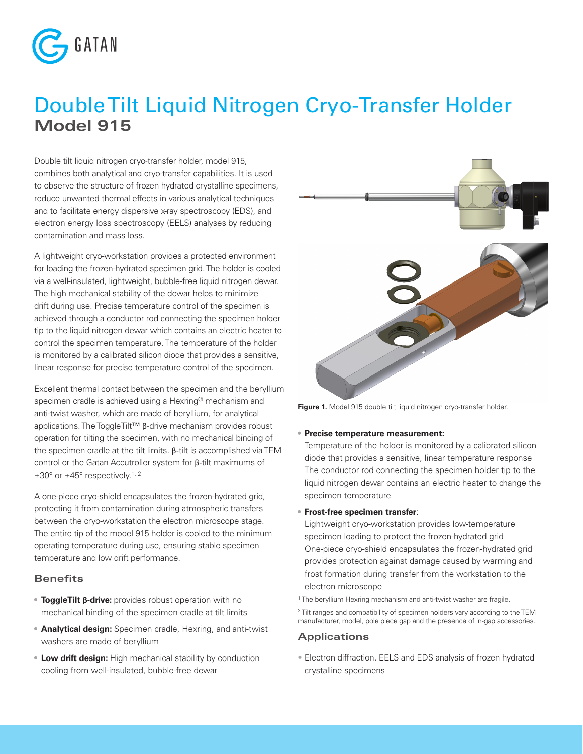# Double Tilt Liquid Nitrogen Cryo-Transfer Holder

## Model 915

Double tilt liquid nitrogen cryo-transfer holder, model 915, combines both analytical and cryo-transfer capabilities. It is used to observe the structure of frozen hydrated crystalline specimens, reduce unwanted thermal effects in various analytical techniques and to facilitate energy dispersive x-ray spectroscopy (EDS), and electron energy loss spectroscopy (EELS) analyses by reducing contamination and mass loss.

A lightweight cryo-workstation provides a protected environment for loading the frozen-hydrated specimen grid. The holder is cooled via a well-insulated, lightweight, bubble-free liquid nitrogen dewar. The high mechanical stability of the dewar helps to minimize drift during use. Precise temperature control of the specimen is achieved through a conductor rod connecting the specimen holder tip to the liquid nitrogen dewar which contains an electric heater to control the specimen temperature. The temperature of the holder is monitored by a calibrated silicon diode that provides a sensitive, linear response for precise temperature control of the specimen.

Excellent thermal contact between the specimen and the beryllium specimen cradle is achieved using a Hexring® mechanism and anti-twist washer, which are made of beryllium, for analytical applications. The ToggleTilt™ β-drive mechanism provides robust operation for tilting the specimen, with no mechanical binding of the specimen cradle at the tilt limits. β-tilt is accomplished via TEM control or the Gatan Accutroller system for β-tilt maximums of ±30° or ±45° respectively.[1, 2]

A one-piece cryo-shield encapsulates the frozen-hydrated grid, protecting it from contamination during atmospheric transfers between the cryo-workstation the electron microscope stage. The entire tip of the model 915 holder is cooled to the minimum operating temperature during use, ensuring stable specimen temperature and low drift performance.

**Figure 1.** Model 915 double tilt liquid nitrogen cryo-transfer holder.

### Benefits

- **ToggleTilt β-drive:** provides robust operation with no mechanical binding of the specimen cradle at tilt limits
- **Analytical design:** Specimen cradle, Hexring, and anti-twist washers are made of beryllium
- **Low drift design:** High mechanical stability by conduction cooling from well-insulated, bubble-free dewar
- **Precise temperature measurement:** Temperature of the holder is monitored by a calibrated silicon diode that provides a sensitive, linear temperature response The conductor rod connecting the specimen holder tip to the liquid nitrogen dewar contains an electric heater to change the specimen temperature
- **Frost-free specimen transfer**: Lightweight cryo-workstation provides low-temperature specimen loading to protect the frozen-hydrated grid One-piece cryo-shield encapsulates the frozen-hydrated grid provides protection against damage caused by warming and frost formation during transfer from the workstation to the electron microscope

[1] The beryllium Hexring mechanism and anti-twist washer are fragile.

[2] Tilt ranges and compatibility of specimen holders vary according to the TEM manufacturer, model, pole piece gap and the presence of in-gap accessories.

### Applications

- Electron diffraction. EELS and EDS analysis of frozen hydrated crystalline specimens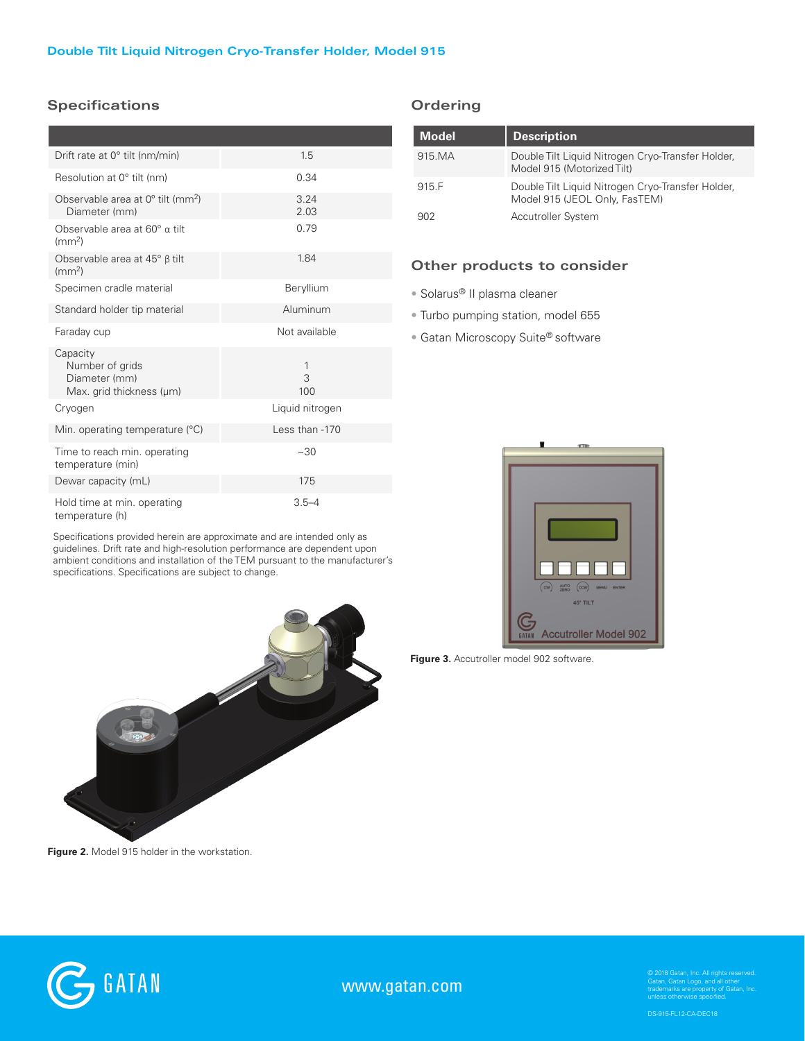## Specifications

| | |
|---|---|
| Drift rate at 0° tilt (nm/min) | 1.5 |
| Resolution at 0° tilt (nm) | 0.34 |
| Observable area at 0° tilt ($mm^2$)<br>Diameter (mm) | 3.24<br>2.03 |
| Observable area at 60° $\alpha$ tilt ($mm^2$) | 0.79 |
| Observable area at 45° $\beta$ tilt ($mm^2$) | 1.84 |
| Specimen cradle material | Beryllium |
| Standard holder tip material | Aluminum |
| Faraday cup | Not available |
| Capacity<br>Number of grids<br>Diameter (mm)<br>Max. grid thickness (µm) | <br>1<br>3<br>100 |
| Cryogen | Liquid nitrogen |
| Min. operating temperature (°C) | Less than -170 |
| Time to reach min. operating temperature (min) | ~30 |
| Dewar capacity (mL) | 175 |
| Hold time at min. operating temperature (h) | 3.5–4 |

Specifications provided herein are approximate and are intended only as guidelines. Drift rate and high-resolution performance are dependent upon ambient conditions and installation of the TEM pursuant to the manufacturer's specifications. Specifications are subject to change.

**Figure 2.** Model 915 holder in the workstation.

## Ordering

| Model | Description |
|---|---|
| 915.MA | Double Tilt Liquid Nitrogen Cryo-Transfer Holder, Model 915 (Motorized Tilt) |
| 915.F | Double Tilt Liquid Nitrogen Cryo-Transfer Holder, Model 915 (JEOL Only, FasTEM) |
| 902 | Accutroller System |

## Other products to consider

- Solarus® II plasma cleaner
- Turbo pumping station, model 655
- Gatan Microscopy Suite® software

**Figure 3.** Accutroller model 902 software.

www.gatan.com

© 2018 Gatan, Inc. All rights reserved. Gatan, Gatan Logo, and all other trademarks are property of Gatan, Inc. unless otherwise specified.

DS-915-FL12-CA-DEC18